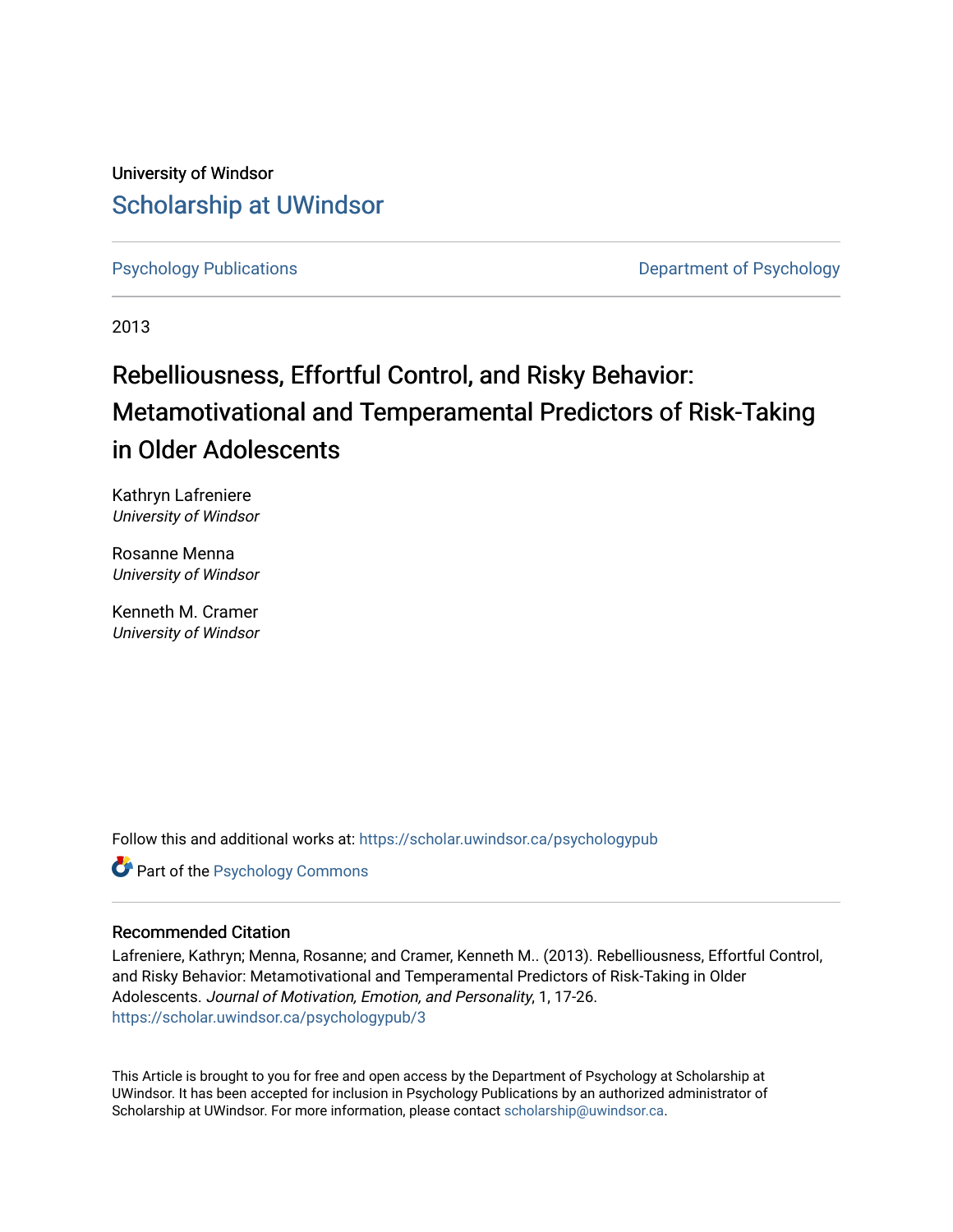University of Windsor

## Scholarship at UWindsor

Psychology Publications

Department of Psychology

2013

# Rebelliousness, Effortful Control, and Risky Behavior: Metamotivational and Temperamental Predictors of Risk-Taking in Older Adolescents

Kathryn Lafreniere
*University of Windsor*

Rosanne Menna
*University of Windsor*

Kenneth M. Cramer
*University of Windsor*

Follow this and additional works at: https://scholar.uwindsor.ca/psychologypub

Part of the Psychology Commons

### Recommended Citation

Lafreniere, Kathryn; Menna, Rosanne; and Cramer, Kenneth M.. (2013). Rebelliousness, Effortful Control, and Risky Behavior: Metamotivational and Temperamental Predictors of Risk-Taking in Older Adolescents. *Journal of Motivation, Emotion, and Personality*, 1, 17-26.
https://scholar.uwindsor.ca/psychologypub/3

This Article is brought to you for free and open access by the Department of Psychology at Scholarship at UWindsor. It has been accepted for inclusion in Psychology Publications by an authorized administrator of Scholarship at UWindsor. For more information, please contact scholarship@uwindsor.ca.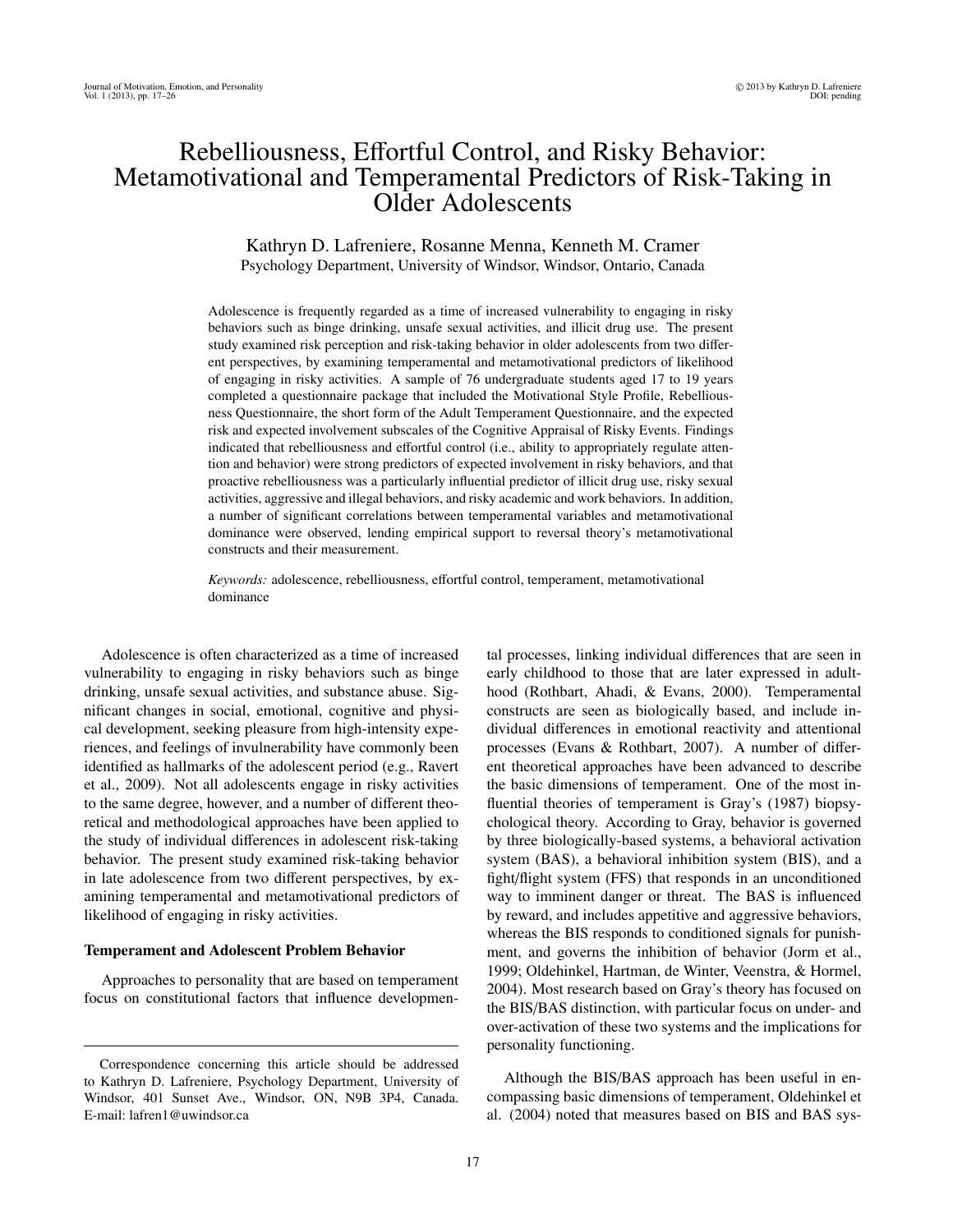# Rebelliousness, Effortful Control, and Risky Behavior: Metamotivational and Temperamental Predictors of Risk-Taking in Older Adolescents

Kathryn D. Lafreniere, Rosanne Menna, Kenneth M. Cramer
Psychology Department, University of Windsor, Windsor, Ontario, Canada

Adolescence is frequently regarded as a time of increased vulnerability to engaging in risky behaviors such as binge drinking, unsafe sexual activities, and illicit drug use. The present study examined risk perception and risk-taking behavior in older adolescents from two different perspectives, by examining temperamental and metamotivational predictors of likelihood of engaging in risky activities. A sample of 76 undergraduate students aged 17 to 19 years completed a questionnaire package that included the Motivational Style Profile, Rebelliousness Questionnaire, the short form of the Adult Temperament Questionnaire, and the expected risk and expected involvement subscales of the Cognitive Appraisal of Risky Events. Findings indicated that rebelliousness and effortful control (i.e., ability to appropriately regulate attention and behavior) were strong predictors of expected involvement in risky behaviors, and that proactive rebelliousness was a particularly influential predictor of illicit drug use, risky sexual activities, aggressive and illegal behaviors, and risky academic and work behaviors. In addition, a number of significant correlations between temperamental variables and metamotivational dominance were observed, lending empirical support to reversal theory's metamotivational constructs and their measurement.

*Keywords:* adolescence, rebelliousness, effortful control, temperament, metamotivational dominance

Adolescence is often characterized as a time of increased vulnerability to engaging in risky behaviors such as binge drinking, unsafe sexual activities, and substance abuse. Significant changes in social, emotional, cognitive and physical development, seeking pleasure from high-intensity experiences, and feelings of invulnerability have commonly been identified as hallmarks of the adolescent period (e.g., Ravert et al., 2009). Not all adolescents engage in risky activities to the same degree, however, and a number of different theoretical and methodological approaches have been applied to the study of individual differences in adolescent risk-taking behavior. The present study examined risk-taking behavior in late adolescence from two different perspectives, by examining temperamental and metamotivational predictors of likelihood of engaging in risky activities.

### Temperament and Adolescent Problem Behavior

Approaches to personality that are based on temperament focus on constitutional factors that influence developmental processes, linking individual differences that are seen in early childhood to those that are later expressed in adulthood (Rothbart, Ahadi, & Evans, 2000). Temperamental constructs are seen as biologically based, and include individual differences in emotional reactivity and attentional processes (Evans & Rothbart, 2007). A number of different theoretical approaches have been advanced to describe the basic dimensions of temperament. One of the most influential theories of temperament is Gray's (1987) biopsychological theory. According to Gray, behavior is governed by three biologically-based systems, a behavioral activation system (BAS), a behavioral inhibition system (BIS), and a fight/flight system (FFS) that responds in an unconditioned way to imminent danger or threat. The BAS is influenced by reward, and includes appetitive and aggressive behaviors, whereas the BIS responds to conditioned signals for punishment, and governs the inhibition of behavior (Jorm et al., 1999; Oldehinkel, Hartman, de Winter, Veenstra, & Hormel, 2004). Most research based on Gray's theory has focused on the BIS/BAS distinction, with particular focus on under- and over-activation of these two systems and the implications for personality functioning.

Although the BIS/BAS approach has been useful in encompassing basic dimensions of temperament, Oldehinkel et al. (2004) noted that measures based on BIS and BAS sys-

Correspondence concerning this article should be addressed to Kathryn D. Lafreniere, Psychology Department, University of Windsor, 401 Sunset Ave., Windsor, ON, N9B 3P4, Canada. E-mail: lafren1@uwindsor.ca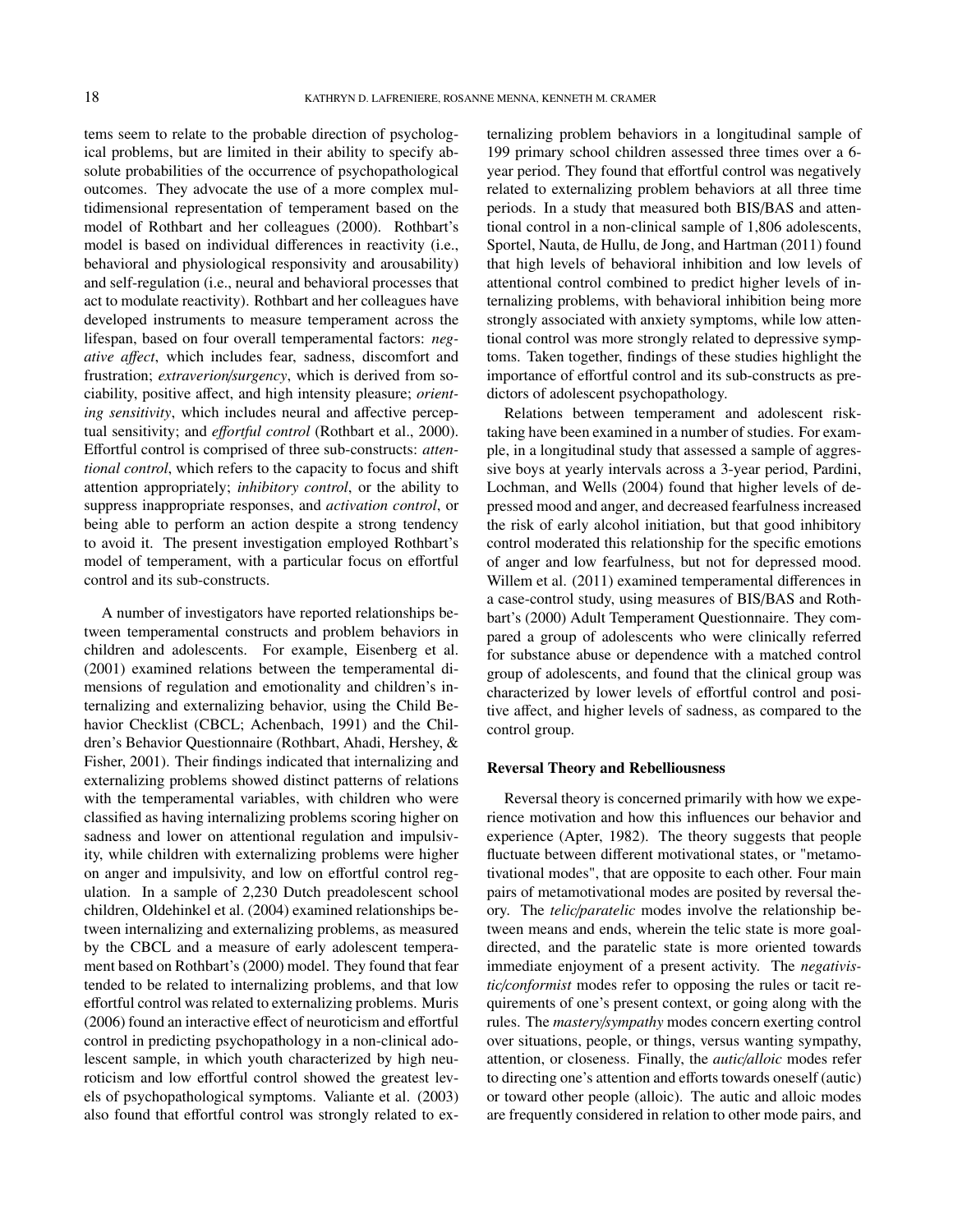tems seem to relate to the probable direction of psychological problems, but are limited in their ability to specify absolute probabilities of the occurrence of psychopathological outcomes. They advocate the use of a more complex multidimensional representation of temperament based on the model of Rothbart and her colleagues (2000). Rothbart's model is based on individual differences in reactivity (i.e., behavioral and physiological responsivity and arousability) and self-regulation (i.e., neural and behavioral processes that act to modulate reactivity). Rothbart and her colleagues have developed instruments to measure temperament across the lifespan, based on four overall temperamental factors: *negative affect*, which includes fear, sadness, discomfort and frustration; *extraverion/surgency*, which is derived from sociability, positive affect, and high intensity pleasure; *orienting sensitivity*, which includes neural and affective perceptual sensitivity; and *effortful control* (Rothbart et al., 2000). Effortful control is comprised of three sub-constructs: *attentional control*, which refers to the capacity to focus and shift attention appropriately; *inhibitory control*, or the ability to suppress inappropriate responses, and *activation control*, or being able to perform an action despite a strong tendency to avoid it. The present investigation employed Rothbart's model of temperament, with a particular focus on effortful control and its sub-constructs.

A number of investigators have reported relationships between temperamental constructs and problem behaviors in children and adolescents. For example, Eisenberg et al. (2001) examined relations between the temperamental dimensions of regulation and emotionality and children's internalizing and externalizing behavior, using the Child Behavior Checklist (CBCL; Achenbach, 1991) and the Children's Behavior Questionnaire (Rothbart, Ahadi, Hershey, & Fisher, 2001). Their findings indicated that internalizing and externalizing problems showed distinct patterns of relations with the temperamental variables, with children who were classified as having internalizing problems scoring higher on sadness and lower on attentional regulation and impulsivity, while children with externalizing problems were higher on anger and impulsivity, and low on effortful control regulation. In a sample of 2,230 Dutch preadolescent school children, Oldehinkel et al. (2004) examined relationships between internalizing and externalizing problems, as measured by the CBCL and a measure of early adolescent temperament based on Rothbart's (2000) model. They found that fear tended to be related to internalizing problems, and that low effortful control was related to externalizing problems. Muris (2006) found an interactive effect of neuroticism and effortful control in predicting psychopathology in a non-clinical adolescent sample, in which youth characterized by high neuroticism and low effortful control showed the greatest levels of psychopathological symptoms. Valiante et al. (2003) also found that effortful control was strongly related to externalizing problem behaviors in a longitudinal sample of 199 primary school children assessed three times over a 6-year period. They found that effortful control was negatively related to externalizing problem behaviors at all three time periods. In a study that measured both BIS/BAS and attentional control in a non-clinical sample of 1,806 adolescents, Sportel, Nauta, de Hullu, de Jong, and Hartman (2011) found that high levels of behavioral inhibition and low levels of attentional control combined to predict higher levels of internalizing problems, with behavioral inhibition being more strongly associated with anxiety symptoms, while low attentional control was more strongly related to depressive symptoms. Taken together, findings of these studies highlight the importance of effortful control and its sub-constructs as predictors of adolescent psychopathology.

Relations between temperament and adolescent risk-taking have been examined in a number of studies. For example, in a longitudinal study that assessed a sample of aggressive boys at yearly intervals across a 3-year period, Pardini, Lochman, and Wells (2004) found that higher levels of depressed mood and anger, and decreased fearfulness increased the risk of early alcohol initiation, but that good inhibitory control moderated this relationship for the specific emotions of anger and low fearfulness, but not for depressed mood. Willem et al. (2011) examined temperamental differences in a case-control study, using measures of BIS/BAS and Rothbart's (2000) Adult Temperament Questionnaire. They compared a group of adolescents who were clinically referred for substance abuse or dependence with a matched control group of adolescents, and found that the clinical group was characterized by lower levels of effortful control and positive affect, and higher levels of sadness, as compared to the control group.

### Reversal Theory and Rebelliousness

Reversal theory is concerned primarily with how we experience motivation and how this influences our behavior and experience (Apter, 1982). The theory suggests that people fluctuate between different motivational states, or "metamotivational modes", that are opposite to each other. Four main pairs of metamotivational modes are posited by reversal theory. The *telic/paratelic* modes involve the relationship between means and ends, wherein the telic state is more goal-directed, and the paratelic state is more oriented towards immediate enjoyment of a present activity. The *negativistic/conformist* modes refer to opposing the rules or tacit requirements of one's present context, or going along with the rules. The *mastery/sympathy* modes concern exerting control over situations, people, or things, versus wanting sympathy, attention, or closeness. Finally, the *autic/alloic* modes refer to directing one's attention and efforts towards oneself (autic) or toward other people (alloic). The autic and alloic modes are frequently considered in relation to other mode pairs, and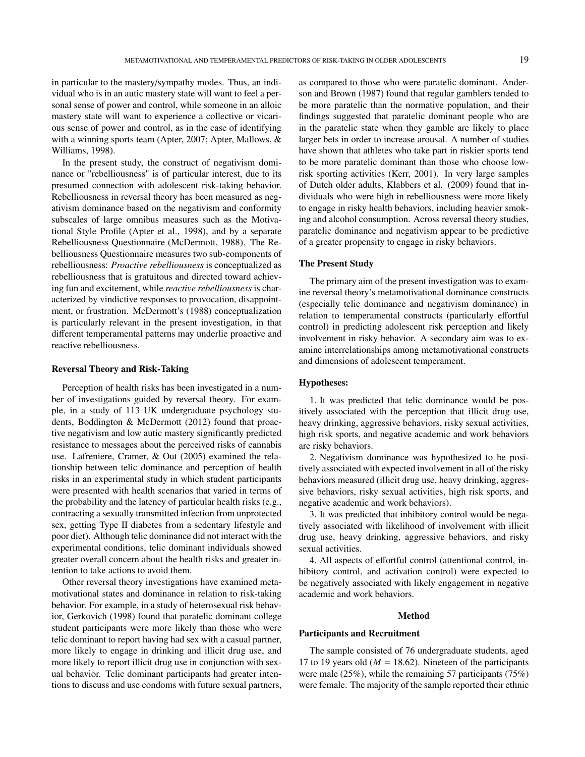in particular to the mastery/sympathy modes. Thus, an individual who is in an autic mastery state will want to feel a personal sense of power and control, while someone in an alloic mastery state will want to experience a collective or vicarious sense of power and control, as in the case of identifying with a winning sports team (Apter, 2007; Apter, Mallows, & Williams, 1998).

In the present study, the construct of negativism dominance or "rebelliousness" is of particular interest, due to its presumed connection with adolescent risk-taking behavior. Rebelliousness in reversal theory has been measured as negativism dominance based on the negativism and conformity subscales of large omnibus measures such as the Motivational Style Profile (Apter et al., 1998), and by a separate Rebelliousness Questionnaire (McDermott, 1988). The Rebelliousness Questionnaire measures two sub-components of rebelliousness: *Proactive rebelliousness* is conceptualized as rebelliousness that is gratuitous and directed toward achieving fun and excitement, while *reactive rebelliousness* is characterized by vindictive responses to provocation, disappointment, or frustration. McDermott's (1988) conceptualization is particularly relevant in the present investigation, in that different temperamental patterns may underlie proactive and reactive rebelliousness.

### Reversal Theory and Risk-Taking

Perception of health risks has been investigated in a number of investigations guided by reversal theory. For example, in a study of 113 UK undergraduate psychology students, Boddington & McDermott (2012) found that proactive negativism and low autic mastery significantly predicted resistance to messages about the perceived risks of cannabis use. Lafreniere, Cramer, & Out (2005) examined the relationship between telic dominance and perception of health risks in an experimental study in which student participants were presented with health scenarios that varied in terms of the probability and the latency of particular health risks (e.g., contracting a sexually transmitted infection from unprotected sex, getting Type II diabetes from a sedentary lifestyle and poor diet). Although telic dominance did not interact with the experimental conditions, telic dominant individuals showed greater overall concern about the health risks and greater intention to take actions to avoid them.

Other reversal theory investigations have examined metamotivational states and dominance in relation to risk-taking behavior. For example, in a study of heterosexual risk behavior, Gerkovich (1998) found that paratelic dominant college student participants were more likely than those who were telic dominant to report having had sex with a casual partner, more likely to engage in drinking and illicit drug use, and more likely to report illicit drug use in conjunction with sexual behavior. Telic dominant participants had greater intentions to discuss and use condoms with future sexual partners, as compared to those who were paratelic dominant. Anderson and Brown (1987) found that regular gamblers tended to be more paratelic than the normative population, and their findings suggested that paratelic dominant people who are in the paratelic state when they gamble are likely to place larger bets in order to increase arousal. A number of studies have shown that athletes who take part in riskier sports tend to be more paratelic dominant than those who choose low-risk sporting activities (Kerr, 2001). In very large samples of Dutch older adults, Klabbers et al. (2009) found that individuals who were high in rebelliousness were more likely to engage in risky health behaviors, including heavier smoking and alcohol consumption. Across reversal theory studies, paratelic dominance and negativism appear to be predictive of a greater propensity to engage in risky behaviors.

### The Present Study

The primary aim of the present investigation was to examine reversal theory's metamotivational dominance constructs (especially telic dominance and negativism dominance) in relation to temperamental constructs (particularly effortful control) in predicting adolescent risk perception and likely involvement in risky behavior. A secondary aim was to examine interrelationships among metamotivational constructs and dimensions of adolescent temperament.

### Hypotheses:

1. It was predicted that telic dominance would be positively associated with the perception that illicit drug use, heavy drinking, aggressive behaviors, risky sexual activities, high risk sports, and negative academic and work behaviors are risky behaviors.

2. Negativism dominance was hypothesized to be positively associated with expected involvement in all of the risky behaviors measured (illicit drug use, heavy drinking, aggressive behaviors, risky sexual activities, high risk sports, and negative academic and work behaviors).

3. It was predicted that inhibitory control would be negatively associated with likelihood of involvement with illicit drug use, heavy drinking, aggressive behaviors, and risky sexual activities.

4. All aspects of effortful control (attentional control, inhibitory control, and activation control) were expected to be negatively associated with likely engagement in negative academic and work behaviors.

## Method

### Participants and Recruitment

The sample consisted of 76 undergraduate students, aged 17 to 19 years old ($M$ = 18.62). Nineteen of the participants were male (25%), while the remaining 57 participants (75%) were female. The majority of the sample reported their ethnic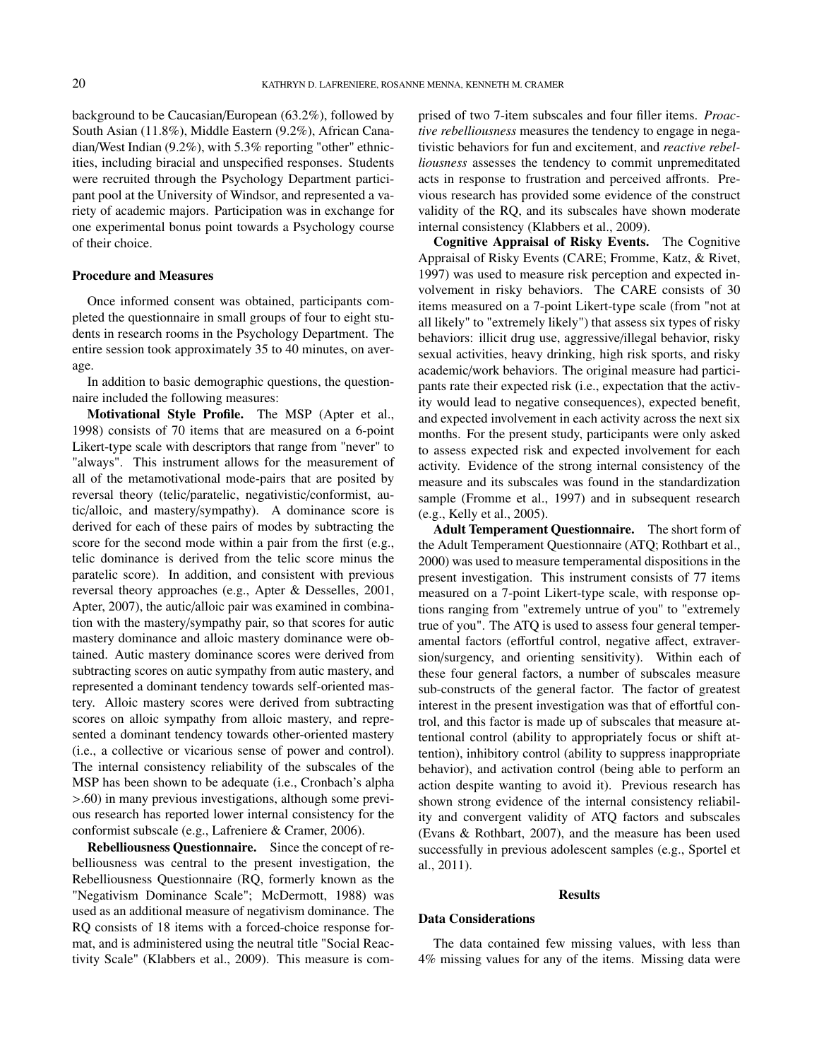background to be Caucasian/European (63.2%), followed by South Asian (11.8%), Middle Eastern (9.2%), African Canadian/West Indian (9.2%), with 5.3% reporting "other" ethnicities, including biracial and unspecified responses. Students were recruited through the Psychology Department participant pool at the University of Windsor, and represented a variety of academic majors. Participation was in exchange for one experimental bonus point towards a Psychology course of their choice.

### Procedure and Measures

Once informed consent was obtained, participants completed the questionnaire in small groups of four to eight students in research rooms in the Psychology Department. The entire session took approximately 35 to 40 minutes, on average.

In addition to basic demographic questions, the questionnaire included the following measures:

**Motivational Style Profile.** The MSP (Apter et al., 1998) consists of 70 items that are measured on a 6-point Likert-type scale with descriptors that range from "never" to "always". This instrument allows for the measurement of all of the metamotivational mode-pairs that are posited by reversal theory (telic/paratelic, negativistic/conformist, autic/alloic, and mastery/sympathy). A dominance score is derived for each of these pairs of modes by subtracting the score for the second mode within a pair from the first (e.g., telic dominance is derived from the telic score minus the paratelic score). In addition, and consistent with previous reversal theory approaches (e.g., Apter & Desselles, 2001, Apter, 2007), the autic/alloic pair was examined in combination with the mastery/sympathy pair, so that scores for autic mastery dominance and alloic mastery dominance were obtained. Autic mastery dominance scores were derived from subtracting scores on autic sympathy from autic mastery, and represented a dominant tendency towards self-oriented mastery. Alloic mastery scores were derived from subtracting scores on alloic sympathy from alloic mastery, and represented a dominant tendency towards other-oriented mastery (i.e., a collective or vicarious sense of power and control). The internal consistency reliability of the subscales of the MSP has been shown to be adequate (i.e., Cronbach's alpha >.60) in many previous investigations, although some previous research has reported lower internal consistency for the conformist subscale (e.g., Lafreniere & Cramer, 2006).

**Rebelliousness Questionnaire.** Since the concept of rebelliousness was central to the present investigation, the Rebelliousness Questionnaire (RQ, formerly known as the "Negativism Dominance Scale"; McDermott, 1988) was used as an additional measure of negativism dominance. The RQ consists of 18 items with a forced-choice response format, and is administered using the neutral title "Social Reactivity Scale" (Klabbers et al., 2009). This measure is comprised of two 7-item subscales and four filler items. *Proactive rebelliousness* measures the tendency to engage in negativistic behaviors for fun and excitement, and *reactive rebelliousness* assesses the tendency to commit unpremeditated acts in response to frustration and perceived affronts. Previous research has provided some evidence of the construct validity of the RQ, and its subscales have shown moderate internal consistency (Klabbers et al., 2009).

**Cognitive Appraisal of Risky Events.** The Cognitive Appraisal of Risky Events (CARE; Fromme, Katz, & Rivet, 1997) was used to measure risk perception and expected involvement in risky behaviors. The CARE consists of 30 items measured on a 7-point Likert-type scale (from "not at all likely" to "extremely likely") that assess six types of risky behaviors: illicit drug use, aggressive/illegal behavior, risky sexual activities, heavy drinking, high risk sports, and risky academic/work behaviors. The original measure had participants rate their expected risk (i.e., expectation that the activity would lead to negative consequences), expected benefit, and expected involvement in each activity across the next six months. For the present study, participants were only asked to assess expected risk and expected involvement for each activity. Evidence of the strong internal consistency of the measure and its subscales was found in the standardization sample (Fromme et al., 1997) and in subsequent research (e.g., Kelly et al., 2005).

**Adult Temperament Questionnaire.** The short form of the Adult Temperament Questionnaire (ATQ; Rothbart et al., 2000) was used to measure temperamental dispositions in the present investigation. This instrument consists of 77 items measured on a 7-point Likert-type scale, with response options ranging from "extremely untrue of you" to "extremely true of you". The ATQ is used to assess four general temperamental factors (effortful control, negative affect, extraversion/surgency, and orienting sensitivity). Within each of these four general factors, a number of subscales measure sub-constructs of the general factor. The factor of greatest interest in the present investigation was that of effortful control, and this factor is made up of subscales that measure attentional control (ability to appropriately focus or shift attention), inhibitory control (ability to suppress inappropriate behavior), and activation control (being able to perform an action despite wanting to avoid it). Previous research has shown strong evidence of the internal consistency reliability and convergent validity of ATQ factors and subscales (Evans & Rothbart, 2007), and the measure has been used successfully in previous adolescent samples (e.g., Sportel et al., 2011).

## Results

### Data Considerations

The data contained few missing values, with less than 4% missing values for any of the items. Missing data were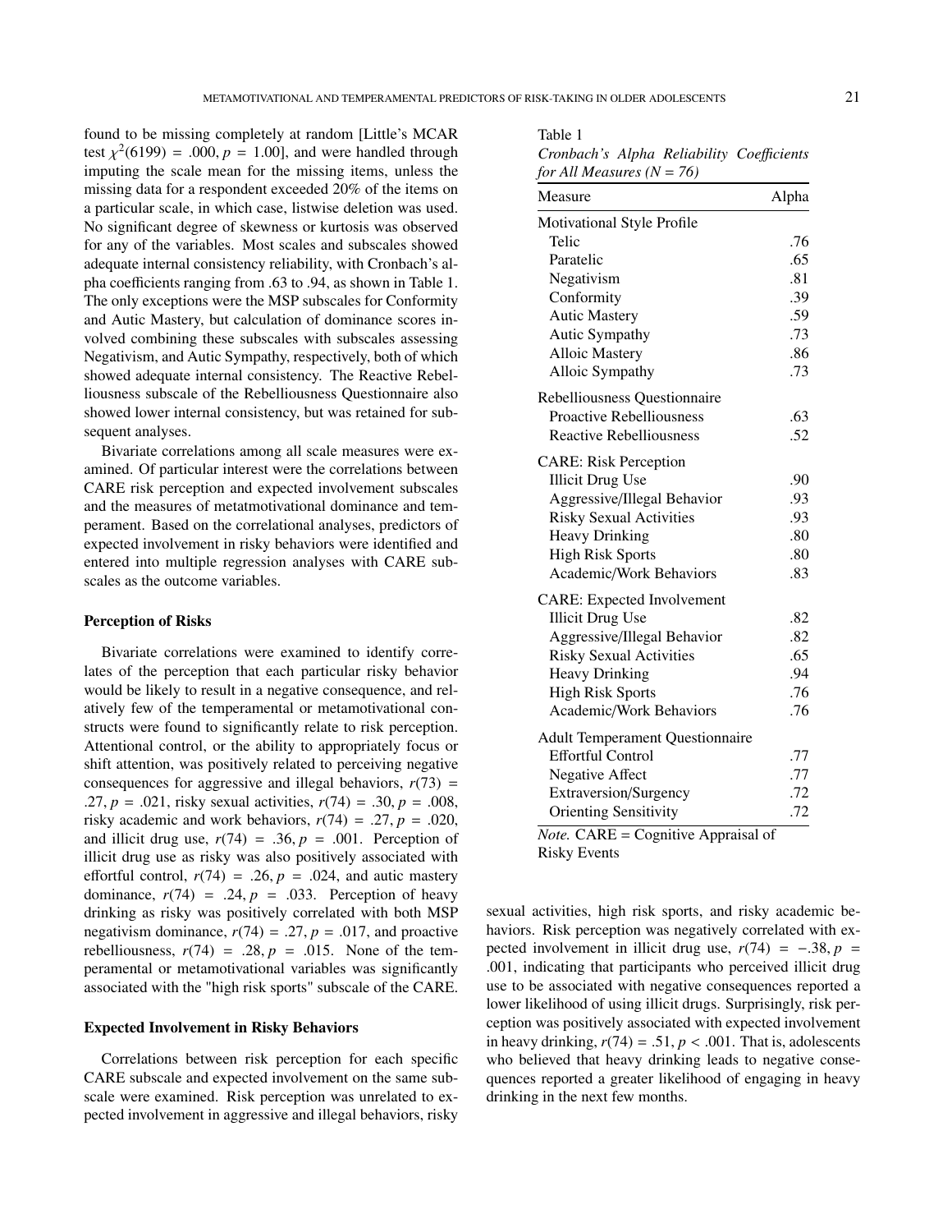found to be missing completely at random [Little's MCAR test $\chi^2(6199) = .000, p = 1.00$], and were handled through imputing the scale mean for the missing items, unless the missing data for a respondent exceeded 20% of the items on a particular scale, in which case, listwise deletion was used. No significant degree of skewness or kurtosis was observed for any of the variables. Most scales and subscales showed adequate internal consistency reliability, with Cronbach's alpha coefficients ranging from .63 to .94, as shown in Table 1. The only exceptions were the MSP subscales for Conformity and Autic Mastery, but calculation of dominance scores involved combining these subscales with subscales assessing Negativism, and Autic Sympathy, respectively, both of which showed adequate internal consistency. The Reactive Rebelliousness subscale of the Rebelliousness Questionnaire also showed lower internal consistency, but was retained for subsequent analyses.

Bivariate correlations among all scale measures were examined. Of particular interest were the correlations between CARE risk perception and expected involvement subscales and the measures of metatmotivational dominance and temperament. Based on the correlational analyses, predictors of expected involvement in risky behaviors were identified and entered into multiple regression analyses with CARE subscales as the outcome variables.

Table 1
*Cronbach's Alpha Reliability Coefficients for All Measures (N = 76)*

| Measure | Alpha |
|---|---|
| Motivational Style Profile | |
| Telic | .76 |
| Paratelic | .65 |
| Negativism | .81 |
| Conformity | .39 |
| Autic Mastery | .59 |
| Autic Sympathy | .73 |
| Alloic Mastery | .86 |
| Alloic Sympathy | .73 |
| Rebelliousness Questionnaire | |
| Proactive Rebelliousness | .63 |
| Reactive Rebelliousness | .52 |
| CARE: Risk Perception | |
| Illicit Drug Use | .90 |
| Aggressive/Illegal Behavior | .93 |
| Risky Sexual Activities | .93 |
| Heavy Drinking | .80 |
| High Risk Sports | .80 |
| Academic/Work Behaviors | .83 |
| CARE: Expected Involvement | |
| Illicit Drug Use | .82 |
| Aggressive/Illegal Behavior | .82 |
| Risky Sexual Activities | .65 |
| Heavy Drinking | .94 |
| High Risk Sports | .76 |
| Academic/Work Behaviors | .76 |
| Adult Temperament Questionnaire | |
| Effortful Control | .77 |
| Negative Affect | .77 |
| Extraversion/Surgency | .72 |
| Orienting Sensitivity | .72 |

*Note.* CARE = Cognitive Appraisal of Risky Events

### Perception of Risks

Bivariate correlations were examined to identify correlates of the perception that each particular risky behavior would be likely to result in a negative consequence, and relatively few of the temperamental or metamotivational constructs were found to significantly relate to risk perception. Attentional control, or the ability to appropriately focus or shift attention, was positively related to perceiving negative consequences for aggressive and illegal behaviors, $r(73) = .27, p = .021$, risky sexual activities, $r(74) = .30, p = .008$, risky academic and work behaviors, $r(74) = .27, p = .020$, and illicit drug use, $r(74) = .36, p = .001$. Perception of illicit drug use as risky was also positively associated with effortful control, $r(74) = .26, p = .024$, and autic mastery dominance, $r(74) = .24, p = .033$. Perception of heavy drinking as risky was positively correlated with both MSP negativism dominance, $r(74) = .27, p = .017$, and proactive rebelliousness, $r(74) = .28, p = .015$. None of the temperamental or metamotivational variables was significantly associated with the "high risk sports" subscale of the CARE.

### Expected Involvement in Risky Behaviors

Correlations between risk perception for each specific CARE subscale and expected involvement on the same subscale were examined. Risk perception was unrelated to expected involvement in aggressive and illegal behaviors, risky sexual activities, high risk sports, and risky academic behaviors. Risk perception was negatively correlated with expected involvement in illicit drug use, $r(74) = -.38, p = .001$, indicating that participants who perceived illicit drug use to be associated with negative consequences reported a lower likelihood of using illicit drugs. Surprisingly, risk perception was positively associated with expected involvement in heavy drinking, $r(74) = .51, p < .001$. That is, adolescents who believed that heavy drinking leads to negative consequences reported a greater likelihood of engaging in heavy drinking in the next few months.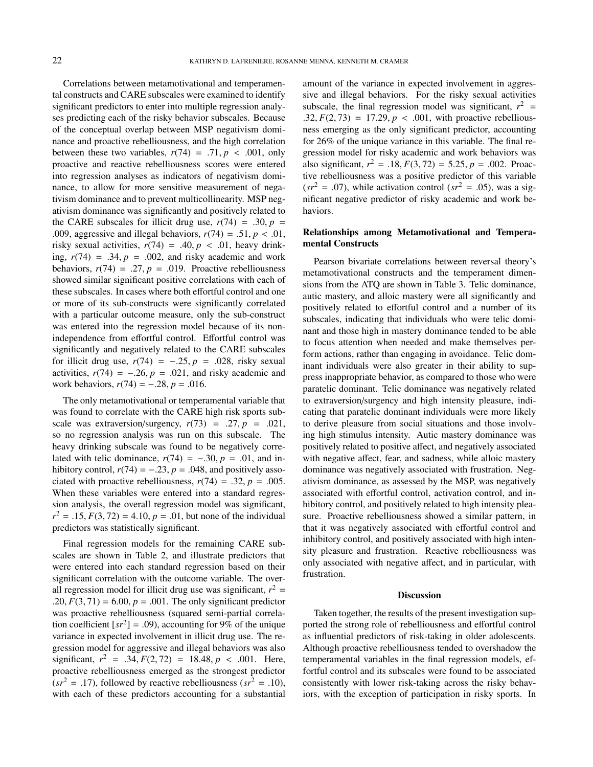Correlations between metamotivational and temperamental constructs and CARE subscales were examined to identify significant predictors to enter into multiple regression analyses predicting each of the risky behavior subscales. Because of the conceptual overlap between MSP negativism dominance and proactive rebelliousness, and the high correlation between these two variables, $r(74) = .71, p < .001$, only proactive and reactive rebelliousness scores were entered into regression analyses as indicators of negativism dominance, to allow for more sensitive measurement of negativism dominance and to prevent multicollinearity. MSP negativism dominance was significantly and positively related to the CARE subscales for illicit drug use, $r(74) = .30, p = .009$, aggressive and illegal behaviors, $r(74) = .51, p < .01$, risky sexual activities, $r(74) = .40, p < .01$, heavy drinking, $r(74) = .34, p = .002$, and risky academic and work behaviors, $r(74) = .27, p = .019$. Proactive rebelliousness showed similar significant positive correlations with each of these subscales. In cases where both effortful control and one or more of its sub-constructs were significantly correlated with a particular outcome measure, only the sub-construct was entered into the regression model because of its non-independence from effortful control. Effortful control was significantly and negatively related to the CARE subscales for illicit drug use, $r(74) = -.25, p = .028$, risky sexual activities, $r(74) = -.26, p = .021$, and risky academic and work behaviors, $r(74) = -.28, p = .016$.

The only metamotivational or temperamental variable that was found to correlate with the CARE high risk sports subscale was extraversion/surgency, $r(73) = .27, p = .021$, so no regression analysis was run on this subscale. The heavy drinking subscale was found to be negatively correlated with telic dominance, $r(74) = -.30, p = .01$, and inhibitory control, $r(74) = -.23, p = .048$, and positively associated with proactive rebelliousness, $r(74) = .32, p = .005$. When these variables were entered into a standard regression analysis, the overall regression model was significant, $r^2 = .15, F(3, 72) = 4.10, p = .01$, but none of the individual predictors was statistically significant.

Final regression models for the remaining CARE subscales are shown in Table 2, and illustrate predictors that were entered into each standard regression based on their significant correlation with the outcome variable. The overall regression model for illicit drug use was significant, $r^2 = .20, F(3, 71) = 6.00, p = .001$. The only significant predictor was proactive rebelliousness (squared semi-partial correlation coefficient [$sr^2$] = .09), accounting for 9% of the unique variance in expected involvement in illicit drug use. The regression model for aggressive and illegal behaviors was also significant, $r^2 = .34, F(2, 72) = 18.48, p < .001$. Here, proactive rebelliousness emerged as the strongest predictor ($sr^2 = .17$), followed by reactive rebelliousness ($sr^2 = .10$), with each of these predictors accounting for a substantial amount of the variance in expected involvement in aggressive and illegal behaviors. For the risky sexual activities subscale, the final regression model was significant, $r^2 = .32, F(2, 73) = 17.29, p < .001$, with proactive rebelliousness emerging as the only significant predictor, accounting for 26% of the unique variance in this variable. The final regression model for risky academic and work behaviors was also significant, $r^2 = .18, F(3, 72) = 5.25, p = .002$. Proactive rebelliousness was a positive predictor of this variable ($sr^2 = .07$), while activation control ($sr^2 = .05$), was a significant negative predictor of risky academic and work behaviors.

### Relationships among Metamotivational and Temperamental Constructs

Pearson bivariate correlations between reversal theory's metamotivational constructs and the temperament dimensions from the ATQ are shown in Table 3. Telic dominance, autic mastery, and alloic mastery were all significantly and positively related to effortful control and a number of its subscales, indicating that individuals who were telic dominant and those high in mastery dominance tended to be able to focus attention when needed and make themselves perform actions, rather than engaging in avoidance. Telic dominant individuals were also greater in their ability to suppress inappropriate behavior, as compared to those who were paratelic dominant. Telic dominance was negatively related to extraversion/surgency and high intensity pleasure, indicating that paratelic dominant individuals were more likely to derive pleasure from social situations and those involving high stimulus intensity. Autic mastery dominance was positively related to positive affect, and negatively associated with negative affect, fear, and sadness, while alloic mastery dominance was negatively associated with frustration. Negativism dominance, as assessed by the MSP, was negatively associated with effortful control, activation control, and inhibitory control, and positively related to high intensity pleasure. Proactive rebelliousness showed a similar pattern, in that it was negatively associated with effortful control and inhibitory control, and positively associated with high intensity pleasure and frustration. Reactive rebelliousness was only associated with negative affect, and in particular, with frustration.

## Discussion

Taken together, the results of the present investigation supported the strong role of rebelliousness and effortful control as influential predictors of risk-taking in older adolescents. Although proactive rebelliousness tended to overshadow the temperamental variables in the final regression models, effortful control and its subscales were found to be associated consistently with lower risk-taking across the risky behaviors, with the exception of participation in risky sports. In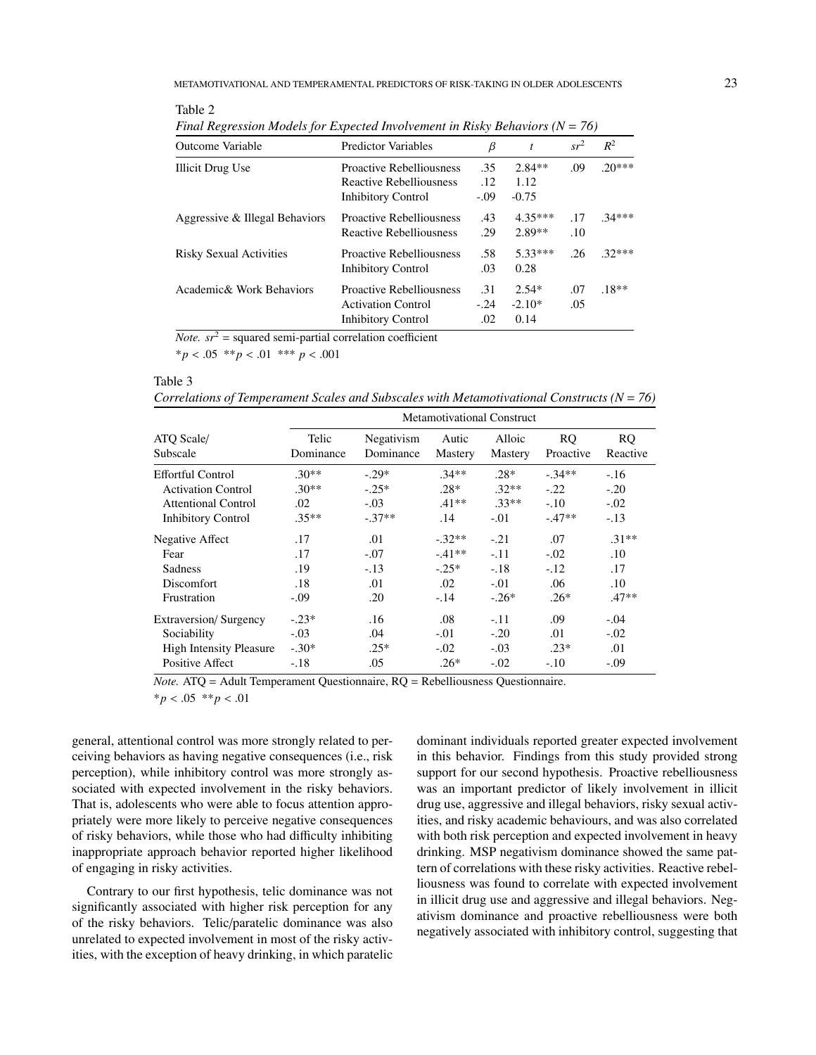Table 2

*Final Regression Models for Expected Involvement in Risky Behaviors (N = 76)*

| Outcome Variable | Predictor Variables | $\beta$ | $t$ | $sr^2$ | $R^2$ |
|---|---|---|---|---|---|
| Illicit Drug Use | Proactive Rebelliousness | .35 | 2.84** | .09 | .20*** |
| | Reactive Rebelliousness | .12 | 1.12 | | |
| | Inhibitory Control | -.09 | -0.75 | | |
| Aggressive & Illegal Behaviors | Proactive Rebelliousness | .43 | 4.35*** | .17 | .34*** |
| | Reactive Rebelliousness | .29 | 2.89** | .10 | |
| Risky Sexual Activities | Proactive Rebelliousness | .58 | 5.33*** | .26 | .32*** |
| | Inhibitory Control | .03 | 0.28 | | |
| Academic& Work Behaviors | Proactive Rebelliousness | .31 | 2.54* | .07 | .18** |
| | Activation Control | -.24 | -2.10* | .05 | |
| | Inhibitory Control | .02 | 0.14 | | |

*Note.* $sr^2$ = squared semi-partial correlation coefficient

*$p < .05$ **$p < .01$ *** $p < .001$

Table 3

*Correlations of Temperament Scales and Subscales with Metamotivational Constructs (N = 76)*

| | Metamotivational Construct | | | | | |
|---|---|---|---|---|---|---|
| ATQ Scale/ Subscale | Telic Dominance | Negativism Dominance | Autic Mastery | Alloic Mastery | RQ Proactive | RQ Reactive |
| Effortful Control | .30** | -.29* | .34** | .28* | -.34** | -.16 |
| Activation Control | .30** | -.25* | .28* | .32** | -.22 | -.20 |
| Attentional Control | .02 | -.03 | .41** | .33** | -.10 | -.02 |
| Inhibitory Control | .35** | -.37** | .14 | -.01 | -.47** | -.13 |
| Negative Affect | .17 | .01 | -.32** | -.21 | .07 | .31** |
| Fear | .17 | -.07 | -.41** | -.11 | -.02 | .10 |
| Sadness | .19 | -.13 | -.25* | -.18 | -.12 | .17 |
| Discomfort | .18 | .01 | .02 | -.01 | .06 | .10 |
| Frustration | -.09 | .20 | -.14 | -.26* | .26* | .47** |
| Extraversion/ Surgency | -.23* | .16 | .08 | -.11 | .09 | -.04 |
| Sociability | -.03 | .04 | -.01 | -.20 | .01 | -.02 |
| High Intensity Pleasure | -.30* | .25* | -.02 | -.03 | .23* | .01 |
| Positive Affect | -.18 | .05 | .26* | -.02 | -.10 | -.09 |

*Note.* ATQ = Adult Temperament Questionnaire, RQ = Rebelliousness Questionnaire.

*$p < .05$ **$p < .01$

general, attentional control was more strongly related to perceiving behaviors as having negative consequences (i.e., risk perception), while inhibitory control was more strongly associated with expected involvement in the risky behaviors. That is, adolescents who were able to focus attention appropriately were more likely to perceive negative consequences of risky behaviors, while those who had difficulty inhibiting inappropriate approach behavior reported higher likelihood of engaging in risky activities.

Contrary to our first hypothesis, telic dominance was not significantly associated with higher risk perception for any of the risky behaviors. Telic/paratelic dominance was also unrelated to expected involvement in most of the risky activities, with the exception of heavy drinking, in which paratelic dominant individuals reported greater expected involvement in this behavior. Findings from this study provided strong support for our second hypothesis. Proactive rebelliousness was an important predictor of likely involvement in illicit drug use, aggressive and illegal behaviors, risky sexual activities, and risky academic behaviours, and was also correlated with both risk perception and expected involvement in heavy drinking. MSP negativism dominance showed the same pattern of correlations with these risky activities. Reactive rebelliousness was found to correlate with expected involvement in illicit drug use and aggressive and illegal behaviors. Negativism dominance and proactive rebelliousness were both negatively associated with inhibitory control, suggesting that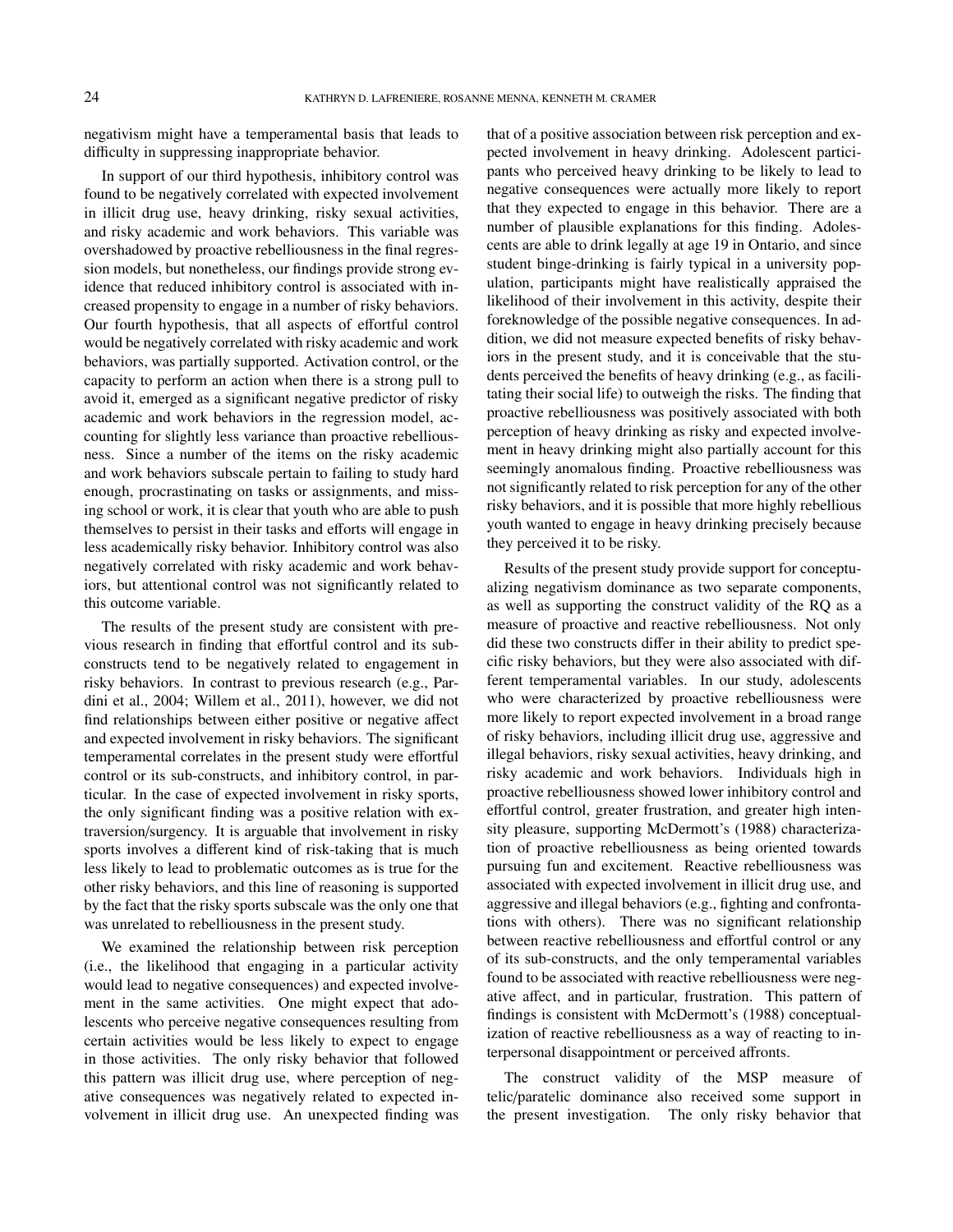negativism might have a temperamental basis that leads to difficulty in suppressing inappropriate behavior.

In support of our third hypothesis, inhibitory control was found to be negatively correlated with expected involvement in illicit drug use, heavy drinking, risky sexual activities, and risky academic and work behaviors. This variable was overshadowed by proactive rebelliousness in the final regression models, but nonetheless, our findings provide strong evidence that reduced inhibitory control is associated with increased propensity to engage in a number of risky behaviors. Our fourth hypothesis, that all aspects of effortful control would be negatively correlated with risky academic and work behaviors, was partially supported. Activation control, or the capacity to perform an action when there is a strong pull to avoid it, emerged as a significant negative predictor of risky academic and work behaviors in the regression model, accounting for slightly less variance than proactive rebelliousness. Since a number of the items on the risky academic and work behaviors subscale pertain to failing to study hard enough, procrastinating on tasks or assignments, and missing school or work, it is clear that youth who are able to push themselves to persist in their tasks and efforts will engage in less academically risky behavior. Inhibitory control was also negatively correlated with risky academic and work behaviors, but attentional control was not significantly related to this outcome variable.

The results of the present study are consistent with previous research in finding that effortful control and its subconstructs tend to be negatively related to engagement in risky behaviors. In contrast to previous research (e.g., Pardini et al., 2004; Willem et al., 2011), however, we did not find relationships between either positive or negative affect and expected involvement in risky behaviors. The significant temperamental correlates in the present study were effortful control or its sub-constructs, and inhibitory control, in particular. In the case of expected involvement in risky sports, the only significant finding was a positive relation with extraversion/surgency. It is arguable that involvement in risky sports involves a different kind of risk-taking that is much less likely to lead to problematic outcomes as is true for the other risky behaviors, and this line of reasoning is supported by the fact that the risky sports subscale was the only one that was unrelated to rebelliousness in the present study.

We examined the relationship between risk perception (i.e., the likelihood that engaging in a particular activity would lead to negative consequences) and expected involvement in the same activities. One might expect that adolescents who perceive negative consequences resulting from certain activities would be less likely to expect to engage in those activities. The only risky behavior that followed this pattern was illicit drug use, where perception of negative consequences was negatively related to expected involvement in illicit drug use. An unexpected finding was that of a positive association between risk perception and expected involvement in heavy drinking. Adolescent participants who perceived heavy drinking to be likely to lead to negative consequences were actually more likely to report that they expected to engage in this behavior. There are a number of plausible explanations for this finding. Adolescents are able to drink legally at age 19 in Ontario, and since student binge-drinking is fairly typical in a university population, participants might have realistically appraised the likelihood of their involvement in this activity, despite their foreknowledge of the possible negative consequences. In addition, we did not measure expected benefits of risky behaviors in the present study, and it is conceivable that the students perceived the benefits of heavy drinking (e.g., as facilitating their social life) to outweigh the risks. The finding that proactive rebelliousness was positively associated with both perception of heavy drinking as risky and expected involvement in heavy drinking might also partially account for this seemingly anomalous finding. Proactive rebelliousness was not significantly related to risk perception for any of the other risky behaviors, and it is possible that more highly rebellious youth wanted to engage in heavy drinking precisely because they perceived it to be risky.

Results of the present study provide support for conceptualizing negativism dominance as two separate components, as well as supporting the construct validity of the RQ as a measure of proactive and reactive rebelliousness. Not only did these two constructs differ in their ability to predict specific risky behaviors, but they were also associated with different temperamental variables. In our study, adolescents who were characterized by proactive rebelliousness were more likely to report expected involvement in a broad range of risky behaviors, including illicit drug use, aggressive and illegal behaviors, risky sexual activities, heavy drinking, and risky academic and work behaviors. Individuals high in proactive rebelliousness showed lower inhibitory control and effortful control, greater frustration, and greater high intensity pleasure, supporting McDermott's (1988) characterization of proactive rebelliousness as being oriented towards pursuing fun and excitement. Reactive rebelliousness was associated with expected involvement in illicit drug use, and aggressive and illegal behaviors (e.g., fighting and confrontations with others). There was no significant relationship between reactive rebelliousness and effortful control or any of its sub-constructs, and the only temperamental variables found to be associated with reactive rebelliousness were negative affect, and in particular, frustration. This pattern of findings is consistent with McDermott's (1988) conceptualization of reactive rebelliousness as a way of reacting to interpersonal disappointment or perceived affronts.

The construct validity of the MSP measure of telic/paratelic dominance also received some support in the present investigation. The only risky behavior that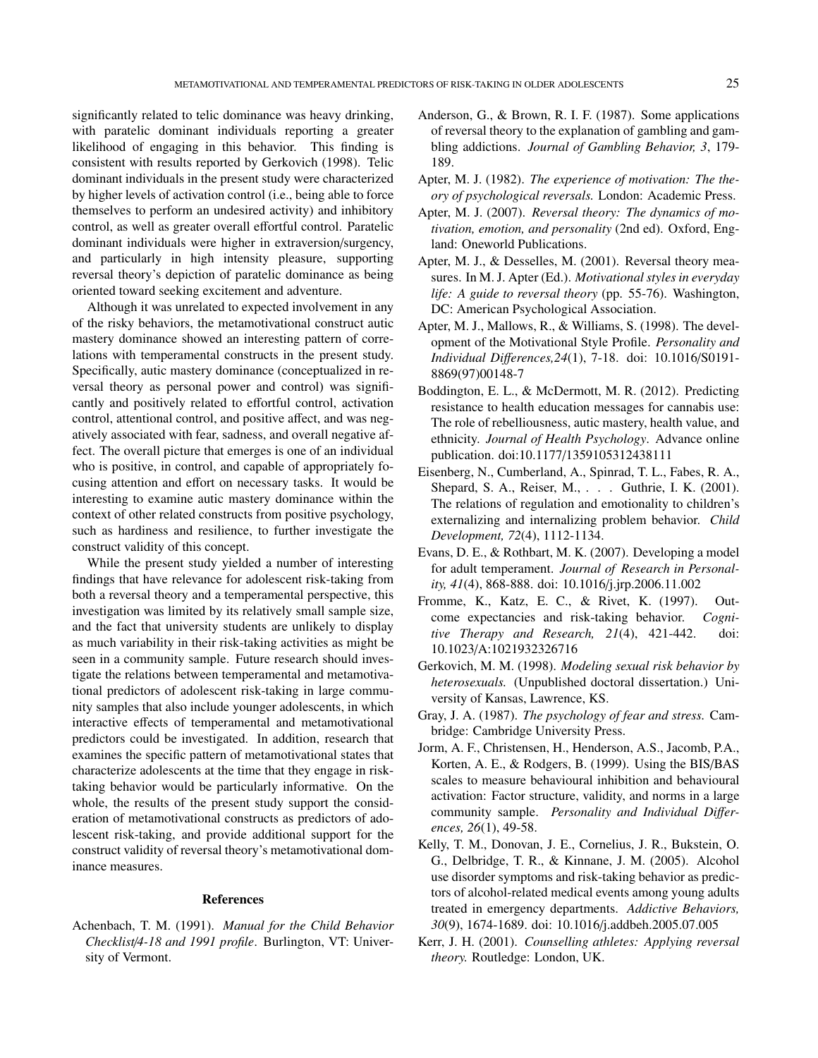significantly related to telic dominance was heavy drinking, with paratelic dominant individuals reporting a greater likelihood of engaging in this behavior. This finding is consistent with results reported by Gerkovich (1998). Telic dominant individuals in the present study were characterized by higher levels of activation control (i.e., being able to force themselves to perform an undesired activity) and inhibitory control, as well as greater overall effortful control. Paratelic dominant individuals were higher in extraversion/surgency, and particularly in high intensity pleasure, supporting reversal theory's depiction of paratelic dominance as being oriented toward seeking excitement and adventure.

Although it was unrelated to expected involvement in any of the risky behaviors, the metamotivational construct autic mastery dominance showed an interesting pattern of correlations with temperamental constructs in the present study. Specifically, autic mastery dominance (conceptualized in reversal theory as personal power and control) was significantly and positively related to effortful control, activation control, attentional control, and positive affect, and was negatively associated with fear, sadness, and overall negative affect. The overall picture that emerges is one of an individual who is positive, in control, and capable of appropriately focusing attention and effort on necessary tasks. It would be interesting to examine autic mastery dominance within the context of other related constructs from positive psychology, such as hardiness and resilience, to further investigate the construct validity of this concept.

While the present study yielded a number of interesting findings that have relevance for adolescent risk-taking from both a reversal theory and a temperamental perspective, this investigation was limited by its relatively small sample size, and the fact that university students are unlikely to display as much variability in their risk-taking activities as might be seen in a community sample. Future research should investigate the relations between temperamental and metamotivational predictors of adolescent risk-taking in large community samples that also include younger adolescents, in which interactive effects of temperamental and metamotivational predictors could be investigated. In addition, research that examines the specific pattern of metamotivational states that characterize adolescents at the time that they engage in risk-taking behavior would be particularly informative. On the whole, the results of the present study support the consideration of metamotivational constructs as predictors of adolescent risk-taking, and provide additional support for the construct validity of reversal theory's metamotivational dominance measures.

## References

Achenbach, T. M. (1991). *Manual for the Child Behavior Checklist/4-18 and 1991 profile*. Burlington, VT: University of Vermont.

Anderson, G., & Brown, R. I. F. (1987). Some applications of reversal theory to the explanation of gambling and gambling addictions. *Journal of Gambling Behavior, 3*, 179-189.

Apter, M. J. (1982). *The experience of motivation: The theory of psychological reversals.* London: Academic Press.

Apter, M. J. (2007). *Reversal theory: The dynamics of motivation, emotion, and personality* (2nd ed). Oxford, England: Oneworld Publications.

Apter, M. J., & Desselles, M. (2001). Reversal theory measures. In M. J. Apter (Ed.). *Motivational styles in everyday life: A guide to reversal theory* (pp. 55-76). Washington, DC: American Psychological Association.

Apter, M. J., Mallows, R., & Williams, S. (1998). The development of the Motivational Style Profile. *Personality and Individual Differences,24*(1), 7-18. doi: 10.1016/S0191-8869(97)00148-7

Boddington, E. L., & McDermott, M. R. (2012). Predicting resistance to health education messages for cannabis use: The role of rebelliousness, autic mastery, health value, and ethnicity. *Journal of Health Psychology*. Advance online publication. doi:10.1177/1359105312438111

Eisenberg, N., Cumberland, A., Spinrad, T. L., Fabes, R. A., Shepard, S. A., Reiser, M., . . . Guthrie, I. K. (2001). The relations of regulation and emotionality to children's externalizing and internalizing problem behavior. *Child Development, 72*(4), 1112-1134.

Evans, D. E., & Rothbart, M. K. (2007). Developing a model for adult temperament. *Journal of Research in Personality, 41*(4), 868-888. doi: 10.1016/j.jrp.2006.11.002

Fromme, K., Katz, E. C., & Rivet, K. (1997). Outcome expectancies and risk-taking behavior. *Cognitive Therapy and Research, 21*(4), 421-442. doi: 10.1023/A:1021932326716

Gerkovich, M. M. (1998). *Modeling sexual risk behavior by heterosexuals.* (Unpublished doctoral dissertation.) University of Kansas, Lawrence, KS.

Gray, J. A. (1987). *The psychology of fear and stress.* Cambridge: Cambridge University Press.

Jorm, A. F., Christensen, H., Henderson, A.S., Jacomb, P.A., Korten, A. E., & Rodgers, B. (1999). Using the BIS/BAS scales to measure behavioural inhibition and behavioural activation: Factor structure, validity, and norms in a large community sample. *Personality and Individual Differences, 26*(1), 49-58.

Kelly, T. M., Donovan, J. E., Cornelius, J. R., Bukstein, O. G., Delbridge, T. R., & Kinnane, J. M. (2005). Alcohol use disorder symptoms and risk-taking behavior as predictors of alcohol-related medical events among young adults treated in emergency departments. *Addictive Behaviors, 30*(9), 1674-1689. doi: 10.1016/j.addbeh.2005.07.005

Kerr, J. H. (2001). *Counselling athletes: Applying reversal theory.* Routledge: London, UK.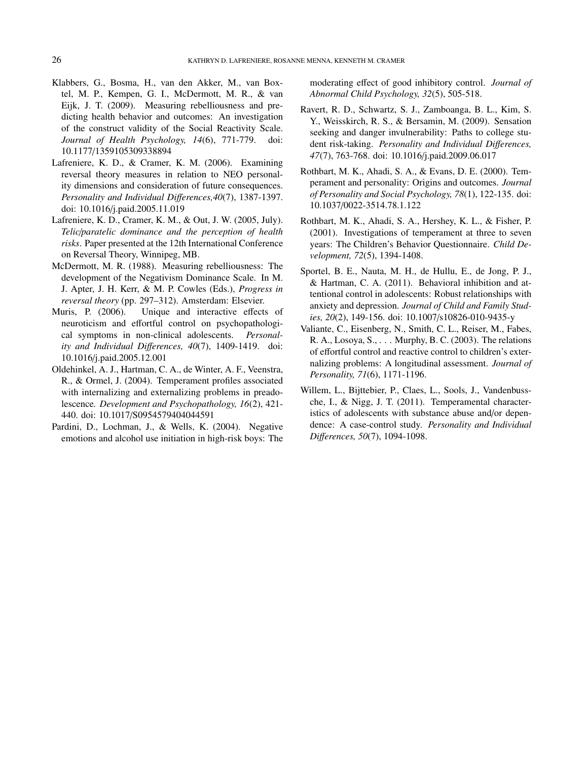Klabbers, G., Bosma, H., van den Akker, M., van Boxtel, M. P., Kempen, G. I., McDermott, M. R., & van Eijk, J. T. (2009). Measuring rebelliousness and predicting health behavior and outcomes: An investigation of the construct validity of the Social Reactivity Scale. *Journal of Health Psychology, 14*(6), 771-779. doi: 10.1177/1359105309338894

Lafreniere, K. D., & Cramer, K. M. (2006). Examining reversal theory measures in relation to NEO personality dimensions and consideration of future consequences. *Personality and Individual Differences,40*(7), 1387-1397. doi: 10.1016/j.paid.2005.11.019

Lafreniere, K. D., Cramer, K. M., & Out, J. W. (2005, July). *Telic/paratelic dominance and the perception of health risks*. Paper presented at the 12th International Conference on Reversal Theory, Winnipeg, MB.

McDermott, M. R. (1988). Measuring rebelliousness: The development of the Negativism Dominance Scale. In M. J. Apter, J. H. Kerr, & M. P. Cowles (Eds.), *Progress in reversal theory* (pp. 297–312). Amsterdam: Elsevier.

Muris, P. (2006). Unique and interactive effects of neuroticism and effortful control on psychopathological symptoms in non-clinical adolescents. *Personality and Individual Differences, 40*(7), 1409-1419. doi: 10.1016/j.paid.2005.12.001

Oldehinkel, A. J., Hartman, C. A., de Winter, A. F., Veenstra, R., & Ormel, J. (2004). Temperament profiles associated with internalizing and externalizing problems in preadolescence. *Development and Psychopathology, 16*(2), 421-440. doi: 10.1017/S0954579404044591

Pardini, D., Lochman, J., & Wells, K. (2004). Negative emotions and alcohol use initiation in high-risk boys: The moderating effect of good inhibitory control. *Journal of Abnormal Child Psychology, 32*(5), 505-518.

Ravert, R. D., Schwartz, S. J., Zamboanga, B. L., Kim, S. Y., Weisskirch, R. S., & Bersamin, M. (2009). Sensation seeking and danger invulnerability: Paths to college student risk-taking. *Personality and Individual Differences, 47*(7), 763-768. doi: 10.1016/j.paid.2009.06.017

Rothbart, M. K., Ahadi, S. A., & Evans, D. E. (2000). Temperament and personality: Origins and outcomes. *Journal of Personality and Social Psychology, 78*(1), 122-135. doi: 10.1037/0022-3514.78.1.122

Rothbart, M. K., Ahadi, S. A., Hershey, K. L., & Fisher, P. (2001). Investigations of temperament at three to seven years: The Children's Behavior Questionnaire. *Child Development, 72*(5), 1394-1408.

Sportel, B. E., Nauta, M. H., de Hullu, E., de Jong, P. J., & Hartman, C. A. (2011). Behavioral inhibition and attentional control in adolescents: Robust relationships with anxiety and depression. *Journal of Child and Family Studies, 20*(2), 149-156. doi: 10.1007/s10826-010-9435-y

Valiante, C., Eisenberg, N., Smith, C. L., Reiser, M., Fabes, R. A., Losoya, S., . . . Murphy, B. C. (2003). The relations of effortful control and reactive control to children's externalizing problems: A longitudinal assessment. *Journal of Personality, 71*(6), 1171-1196.

Willem, L., Bijttebier, P., Claes, L., Sools, J., Vandenbussche, I., & Nigg, J. T. (2011). Temperamental characteristics of adolescents with substance abuse and/or dependence: A case-control study. *Personality and Individual Differences, 50*(7), 1094-1098.